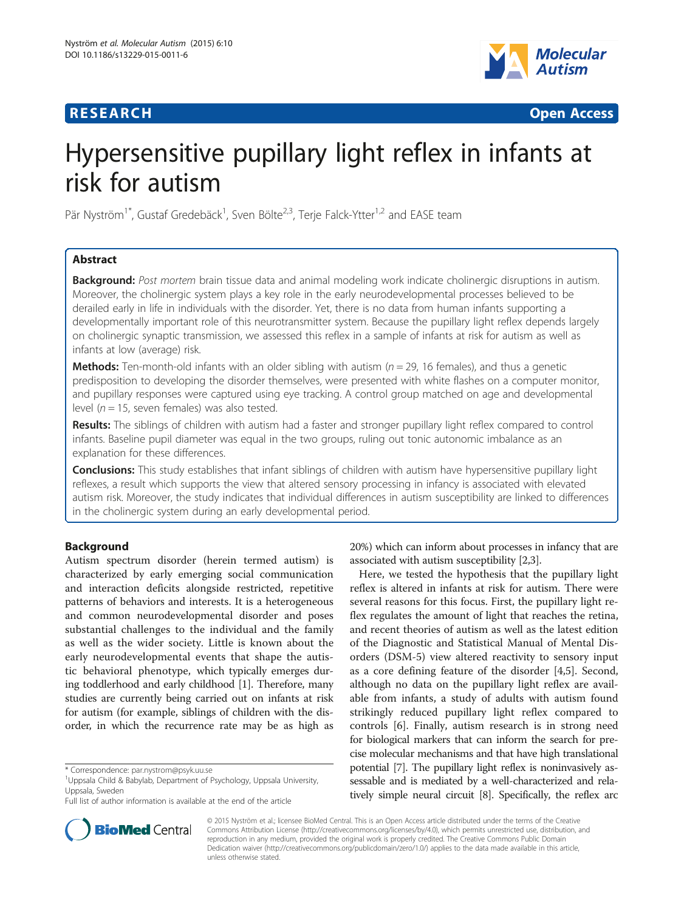RESEARCH Open Access

# Hypersensitive pupillary light reflex in infants at risk for autism

Pär Nyström[1*], Gustaf Gredebäck[1], Sven Bölte[2,3], Terje Falck-Ytter[1,2] and EASE team

## Abstract

**Background:** *Post mortem* brain tissue data and animal modeling work indicate cholinergic disruptions in autism. Moreover, the cholinergic system plays a key role in the early neurodevelopmental processes believed to be derailed early in life in individuals with the disorder. Yet, there is no data from human infants supporting a developmentally important role of this neurotransmitter system. Because the pupillary light reflex depends largely on cholinergic synaptic transmission, we assessed this reflex in a sample of infants at risk for autism as well as infants at low (average) risk.

**Methods:** Ten-month-old infants with an older sibling with autism ($n = 29$, 16 females), and thus a genetic predisposition to developing the disorder themselves, were presented with white flashes on a computer monitor, and pupillary responses were captured using eye tracking. A control group matched on age and developmental level ($n = 15$, seven females) was also tested.

**Results:** The siblings of children with autism had a faster and stronger pupillary light reflex compared to control infants. Baseline pupil diameter was equal in the two groups, ruling out tonic autonomic imbalance as an explanation for these differences.

**Conclusions:** This study establishes that infant siblings of children with autism have hypersensitive pupillary light reflexes, a result which supports the view that altered sensory processing in infancy is associated with elevated autism risk. Moreover, the study indicates that individual differences in autism susceptibility are linked to differences in the cholinergic system during an early developmental period.

## Background

Autism spectrum disorder (herein termed autism) is characterized by early emerging social communication and interaction deficits alongside restricted, repetitive patterns of behaviors and interests. It is a heterogeneous and common neurodevelopmental disorder and poses substantial challenges to the individual and the family as well as the wider society. Little is known about the early neurodevelopmental events that shape the autistic behavioral phenotype, which typically emerges during toddlerhood and early childhood [1]. Therefore, many studies are currently being carried out on infants at risk for autism (for example, siblings of children with the disorder, in which the recurrence rate may be as high as 20%) which can inform about processes in infancy that are associated with autism susceptibility [2,3].

Here, we tested the hypothesis that the pupillary light reflex is altered in infants at risk for autism. There were several reasons for this focus. First, the pupillary light reflex regulates the amount of light that reaches the retina, and recent theories of autism as well as the latest edition of the Diagnostic and Statistical Manual of Mental Disorders (DSM-5) view altered reactivity to sensory input as a core defining feature of the disorder [4,5]. Second, although no data on the pupillary light reflex are available from infants, a study of adults with autism found strikingly reduced pupillary light reflex compared to controls [6]. Finally, autism research is in strong need for biological markers that can inform the search for precise molecular mechanisms and that have high translational potential [7]. The pupillary light reflex is noninvasively assessable and is mediated by a well-characterized and relatively simple neural circuit [8]. Specifically, the reflex arc

\* Correspondence: par.nystrom@psyk.uu.se
[1]Uppsala Child & Babylab, Department of Psychology, Uppsala University, Uppsala, Sweden
Full list of author information is available at the end of the article

© 2015 Nyström et al.; licensee BioMed Central. This is an Open Access article distributed under the terms of the Creative Commons Attribution License (http://creativecommons.org/licenses/by/4.0), which permits unrestricted use, distribution, and reproduction in any medium, provided the original work is properly credited. The Creative Commons Public Domain Dedication waiver (http://creativecommons.org/publicdomain/zero/1.0/) applies to the data made available in this article, unless otherwise stated.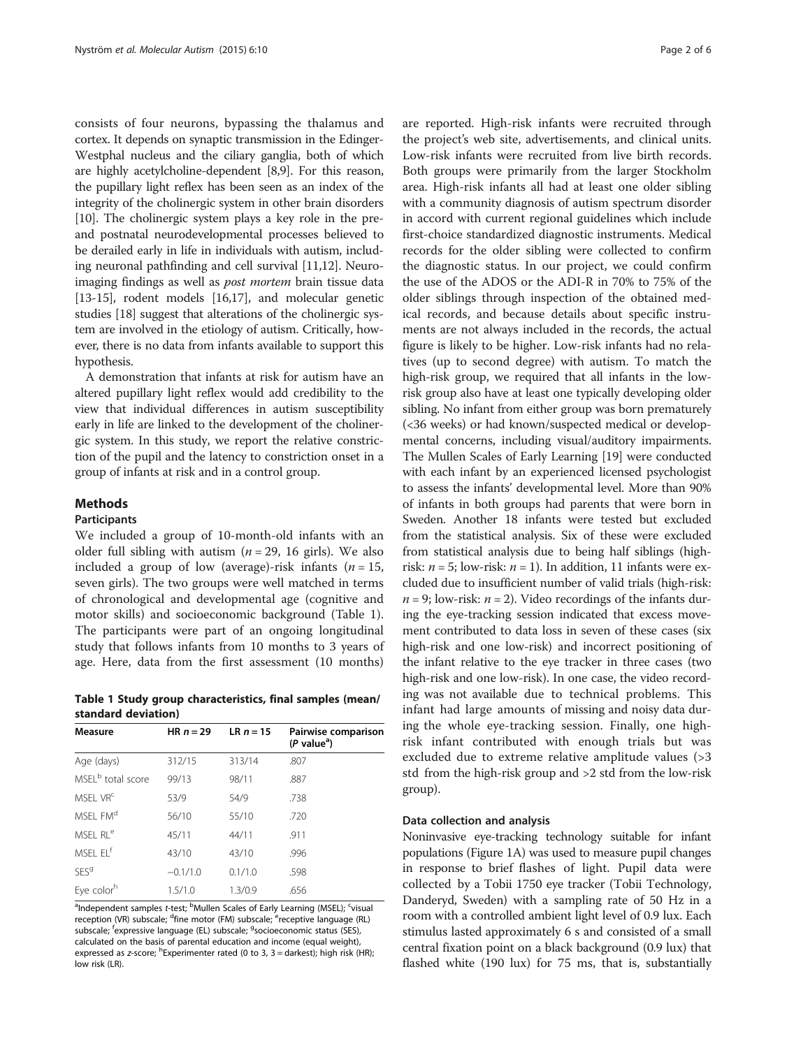consists of four neurons, bypassing the thalamus and cortex. It depends on synaptic transmission in the Edinger-Westphal nucleus and the ciliary ganglia, both of which are highly acetylcholine-dependent [8,9]. For this reason, the pupillary light reflex has been seen as an index of the integrity of the cholinergic system in other brain disorders [10]. The cholinergic system plays a key role in the pre- and postnatal neurodevelopmental processes believed to be derailed early in life in individuals with autism, including neuronal pathfinding and cell survival [11,12]. Neuroimaging findings as well as *post mortem* brain tissue data [13-15], rodent models [16,17], and molecular genetic studies [18] suggest that alterations of the cholinergic system are involved in the etiology of autism. Critically, however, there is no data from infants available to support this hypothesis.

A demonstration that infants at risk for autism have an altered pupillary light reflex would add credibility to the view that individual differences in autism susceptibility early in life are linked to the development of the cholinergic system. In this study, we report the relative constriction of the pupil and the latency to constriction onset in a group of infants at risk and in a control group.

## Methods

### Participants

We included a group of 10-month-old infants with an older full sibling with autism ($n = 29$, 16 girls). We also included a group of low (average)-risk infants ($n = 15$, seven girls). The two groups were well matched in terms of chronological and developmental age (cognitive and motor skills) and socioeconomic background (Table 1). The participants were part of an ongoing longitudinal study that follows infants from 10 months to 3 years of age. Here, data from the first assessment (10 months) are reported. High-risk infants were recruited through the project's web site, advertisements, and clinical units. Low-risk infants were recruited from live birth records. Both groups were primarily from the larger Stockholm area. High-risk infants all had at least one older sibling with a community diagnosis of autism spectrum disorder in accord with current regional guidelines which include first-choice standardized diagnostic instruments. Medical records for the older sibling were collected to confirm the diagnostic status. In our project, we could confirm the use of the ADOS or the ADI-R in 70% to 75% of the older siblings through inspection of the obtained medical records, and because details about specific instruments are not always included in the records, the actual figure is likely to be higher. Low-risk infants had no relatives (up to second degree) with autism. To match the high-risk group, we required that all infants in the low-risk group also have at least one typically developing older sibling. No infant from either group was born prematurely (<36 weeks) or had known/suspected medical or developmental concerns, including visual/auditory impairments. The Mullen Scales of Early Learning [19] were conducted with each infant by an experienced licensed psychologist to assess the infants' developmental level. More than 90% of infants in both groups had parents that were born in Sweden. Another 18 infants were tested but excluded from the statistical analysis. Six of these were excluded from statistical analysis due to being half siblings (high-risk: $n = 5$; low-risk: $n = 1$). In addition, 11 infants were excluded due to insufficient number of valid trials (high-risk: $n = 9$; low-risk: $n = 2$). Video recordings of the infants during the eye-tracking session indicated that excess movement contributed to data loss in seven of these cases (six high-risk and one low-risk) and incorrect positioning of the infant relative to the eye tracker in three cases (two high-risk and one low-risk). In one case, the video recording was not available due to technical problems. This infant had large amounts of missing and noisy data during the whole eye-tracking session. Finally, one high-risk infant contributed with enough trials but was excluded due to extreme relative amplitude values (>3 std from the high-risk group and >2 std from the low-risk group).

**Table 1 Study group characteristics, final samples (mean/standard deviation)**

| Measure | HR $n = 29$ | LR $n = 15$ | Pairwise comparison ($P$ value[a]) |
|---|---|---|---|
| Age (days) | 312/15 | 313/14 | .807 |
| MSEL[b] total score | 99/13 | 98/11 | .887 |
| MSEL VR[c] | 53/9 | 54/9 | .738 |
| MSEL FM[d] | 56/10 | 55/10 | .720 |
| MSEL RL[e] | 45/11 | 44/11 | .911 |
| MSEL EL[f] | 43/10 | 43/10 | .996 |
| SES[g] | −0.1/1.0 | 0.1/1.0 | .598 |
| Eye color[h] | 1.5/1.0 | 1.3/0.9 | .656 |

[a]Independent samples $t$-test; [b]Mullen Scales of Early Learning (MSEL); [c]visual reception (VR) subscale; [d]fine motor (FM) subscale; [e]receptive language (RL) subscale; [f]expressive language (EL) subscale; [g]socioeconomic status (SES), calculated on the basis of parental education and income (equal weight), expressed as $z$-score; [h]Experimenter rated (0 to 3, 3 = darkest); high risk (HR); low risk (LR).

### Data collection and analysis

Noninvasive eye-tracking technology suitable for infant populations (Figure 1A) was used to measure pupil changes in response to brief flashes of light. Pupil data were collected by a Tobii 1750 eye tracker (Tobii Technology, Danderyd, Sweden) with a sampling rate of 50 Hz in a room with a controlled ambient light level of 0.9 lux. Each stimulus lasted approximately 6 s and consisted of a small central fixation point on a black background (0.9 lux) that flashed white (190 lux) for 75 ms, that is, substantially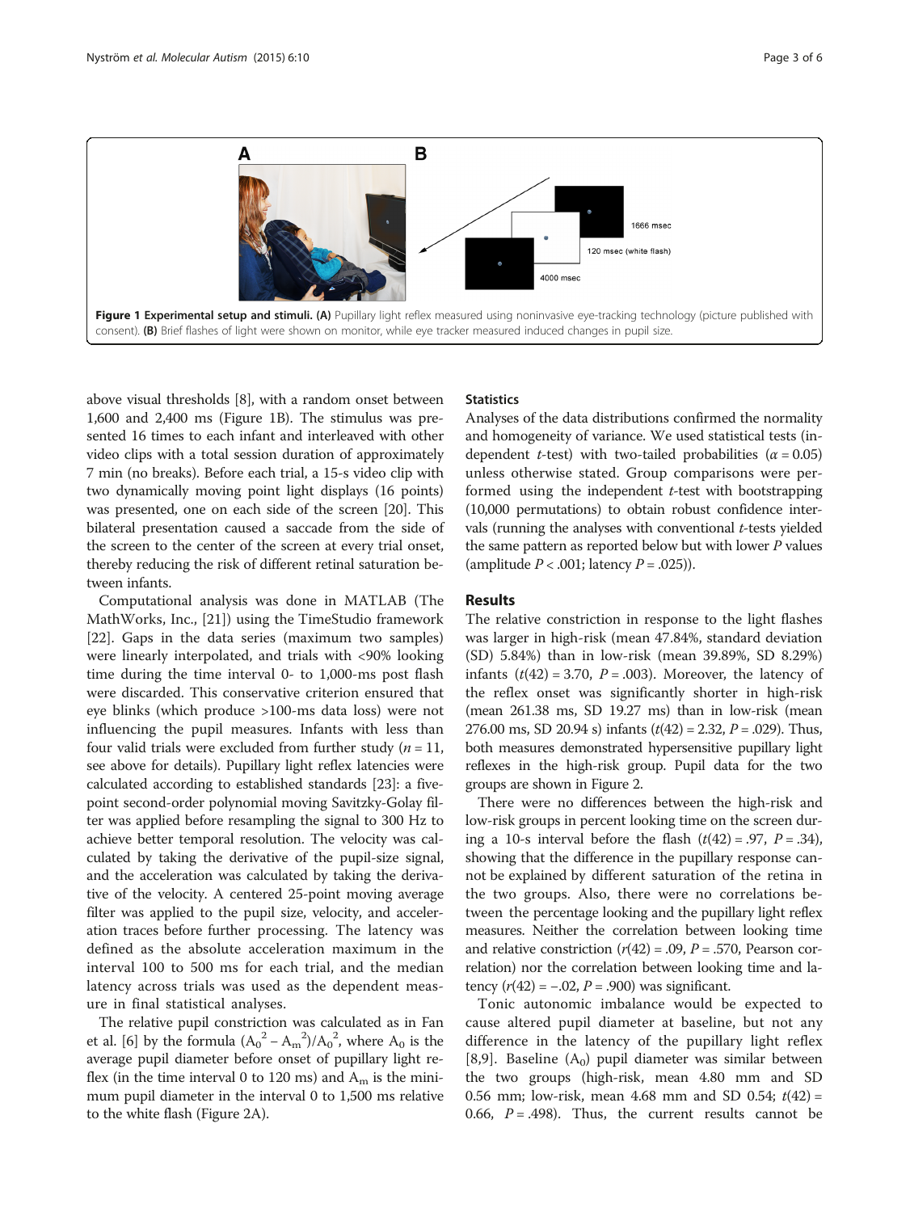**Figure 1 Experimental setup and stimuli. (A)** Pupillary light reflex measured using noninvasive eye-tracking technology (picture published with consent). **(B)** Brief flashes of light were shown on monitor, while eye tracker measured induced changes in pupil size.

above visual thresholds [8], with a random onset between 1,600 and 2,400 ms (Figure 1B). The stimulus was presented 16 times to each infant and interleaved with other video clips with a total session duration of approximately 7 min (no breaks). Before each trial, a 15-s video clip with two dynamically moving point light displays (16 points) was presented, one on each side of the screen [20]. This bilateral presentation caused a saccade from the side of the screen to the center of the screen at every trial onset, thereby reducing the risk of different retinal saturation between infants.

Computational analysis was done in MATLAB (The MathWorks, Inc., [21]) using the TimeStudio framework [22]. Gaps in the data series (maximum two samples) were linearly interpolated, and trials with <90% looking time during the time interval 0- to 1,000-ms post flash were discarded. This conservative criterion ensured that eye blinks (which produce >100-ms data loss) were not influencing the pupil measures. Infants with less than four valid trials were excluded from further study ($n = 11$, see above for details). Pupillary light reflex latencies were calculated according to established standards [23]: a five-point second-order polynomial moving Savitzky-Golay filter was applied before resampling the signal to 300 Hz to achieve better temporal resolution. The velocity was calculated by taking the derivative of the pupil-size signal, and the acceleration was calculated by taking the derivative of the velocity. A centered 25-point moving average filter was applied to the pupil size, velocity, and acceleration traces before further processing. The latency was defined as the absolute acceleration maximum in the interval 100 to 500 ms for each trial, and the median latency across trials was used as the dependent measure in final statistical analyses.

The relative pupil constriction was calculated as in Fan et al. [6] by the formula $(A_0^2 - A_m^2)/A_0^2$, where $A_0$ is the average pupil diameter before onset of pupillary light reflex (in the time interval 0 to 120 ms) and $A_m$ is the minimum pupil diameter in the interval 0 to 1,500 ms relative to the white flash (Figure 2A).

### Statistics

Analyses of the data distributions confirmed the normality and homogeneity of variance. We used statistical tests (independent *t*-test) with two-tailed probabilities ($\alpha = 0.05$) unless otherwise stated. Group comparisons were performed using the independent *t*-test with bootstrapping (10,000 permutations) to obtain robust confidence intervals (running the analyses with conventional *t*-tests yielded the same pattern as reported below but with lower *P* values (amplitude $P < .001$; latency $P = .025$)).

## Results

The relative constriction in response to the light flashes was larger in high-risk (mean 47.84%, standard deviation (SD) 5.84%) than in low-risk (mean 39.89%, SD 8.29%) infants ($t(42) = 3.70$, $P = .003$). Moreover, the latency of the reflex onset was significantly shorter in high-risk (mean 261.38 ms, SD 19.27 ms) than in low-risk (mean 276.00 ms, SD 20.94 s) infants ($t(42) = 2.32$, $P = .029$). Thus, both measures demonstrated hypersensitive pupillary light reflexes in the high-risk group. Pupil data for the two groups are shown in Figure 2.

There were no differences between the high-risk and low-risk groups in percent looking time on the screen during a 10-s interval before the flash ($t(42) = .97$, $P = .34$), showing that the difference in the pupillary response cannot be explained by different saturation of the retina in the two groups. Also, there were no correlations between the percentage looking and the pupillary light reflex measures. Neither the correlation between looking time and relative constriction ($r(42) = .09$, $P = .570$, Pearson correlation) nor the correlation between looking time and latency ($r(42) = -.02$, $P = .900$) was significant.

Tonic autonomic imbalance would be expected to cause altered pupil diameter at baseline, but not any difference in the latency of the pupillary light reflex [8,9]. Baseline ($A_0$) pupil diameter was similar between the two groups (high-risk, mean 4.80 mm and SD 0.56 mm; low-risk, mean 4.68 mm and SD 0.54; $t(42) = 0.66$, $P = .498$). Thus, the current results cannot be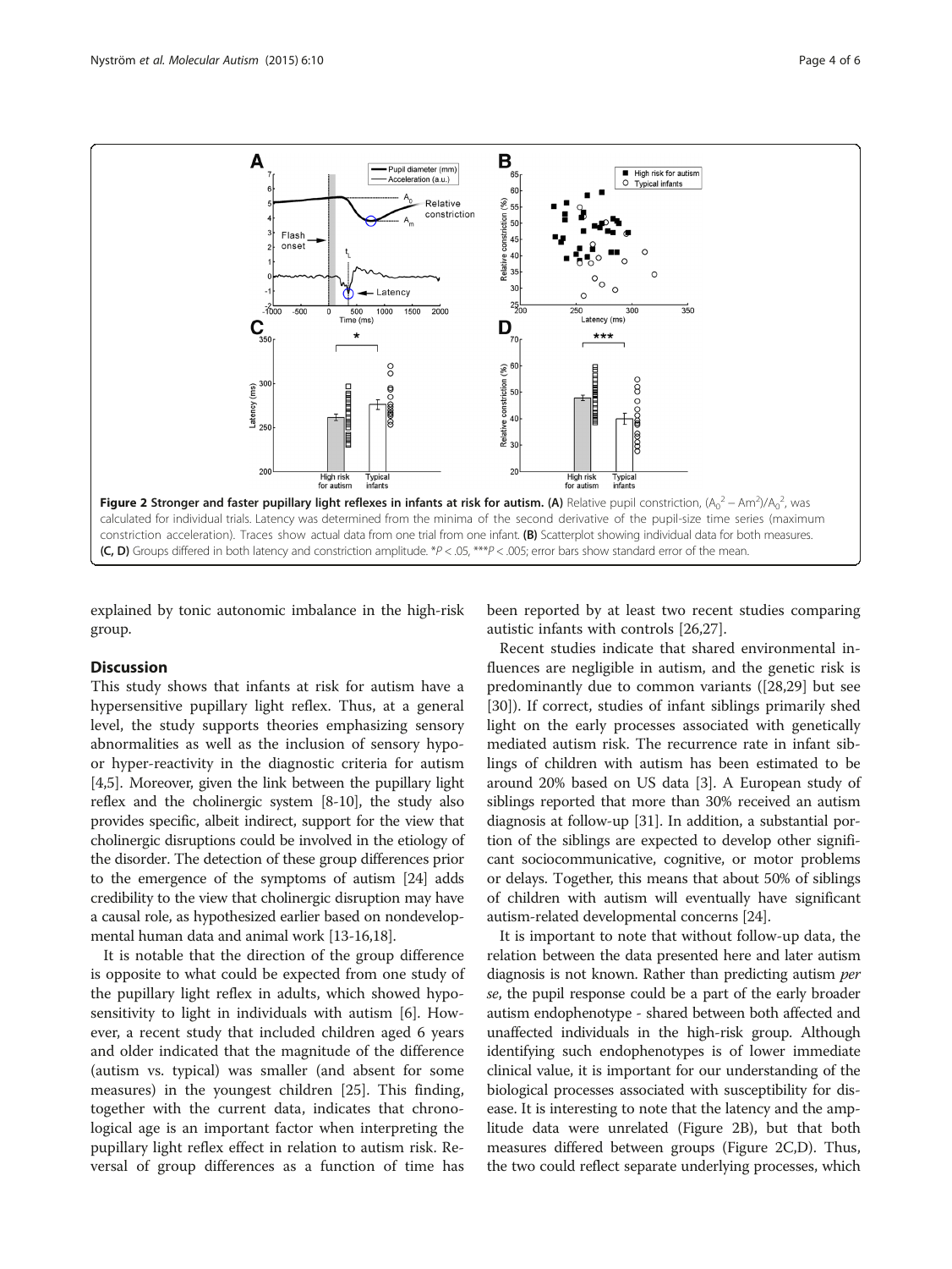**Figure 2 Stronger and faster pupillary light reflexes in infants at risk for autism.** **(A)** Relative pupil constriction, $(A_0^2 - Am^2)/A_0^2$, was calculated for individual trials. Latency was determined from the minima of the second derivative of the pupil-size time series (maximum constriction acceleration). Traces show actual data from one trial from one infant. **(B)** Scatterplot showing individual data for both measures. **(C, D)** Groups differed in both latency and constriction amplitude. $^*P < .05$, $^{***}P < .005$; error bars show standard error of the mean.

explained by tonic autonomic imbalance in the high-risk group.

## Discussion

This study shows that infants at risk for autism have a hypersensitive pupillary light reflex. Thus, at a general level, the study supports theories emphasizing sensory abnormalities as well as the inclusion of sensory hypo- or hyper-reactivity in the diagnostic criteria for autism [4,5]. Moreover, given the link between the pupillary light reflex and the cholinergic system [8-10], the study also provides specific, albeit indirect, support for the view that cholinergic disruptions could be involved in the etiology of the disorder. The detection of these group differences prior to the emergence of the symptoms of autism [24] adds credibility to the view that cholinergic disruption may have a causal role, as hypothesized earlier based on nondevelopmental human data and animal work [13-16,18].

It is notable that the direction of the group difference is opposite to what could be expected from one study of the pupillary light reflex in adults, which showed hyposensitivity to light in individuals with autism [6]. However, a recent study that included children aged 6 years and older indicated that the magnitude of the difference (autism vs. typical) was smaller (and absent for some measures) in the youngest children [25]. This finding, together with the current data, indicates that chronological age is an important factor when interpreting the pupillary light reflex effect in relation to autism risk. Reversal of group differences as a function of time has been reported by at least two recent studies comparing autistic infants with controls [26,27].

Recent studies indicate that shared environmental influences are negligible in autism, and the genetic risk is predominantly due to common variants ([28,29] but see [30]). If correct, studies of infant siblings primarily shed light on the early processes associated with genetically mediated autism risk. The recurrence rate in infant siblings of children with autism has been estimated to be around 20% based on US data [3]. A European study of siblings reported that more than 30% received an autism diagnosis at follow-up [31]. In addition, a substantial portion of the siblings are expected to develop other significant sociocommunicative, cognitive, or motor problems or delays. Together, this means that about 50% of siblings of children with autism will eventually have significant autism-related developmental concerns [24].

It is important to note that without follow-up data, the relation between the data presented here and later autism diagnosis is not known. Rather than predicting autism *per se*, the pupil response could be a part of the early broader autism endophenotype - shared between both affected and unaffected individuals in the high-risk group. Although identifying such endophenotypes is of lower immediate clinical value, it is important for our understanding of the biological processes associated with susceptibility for disease. It is interesting to note that the latency and the amplitude data were unrelated (Figure 2B), but that both measures differed between groups (Figure 2C,D). Thus, the two could reflect separate underlying processes, which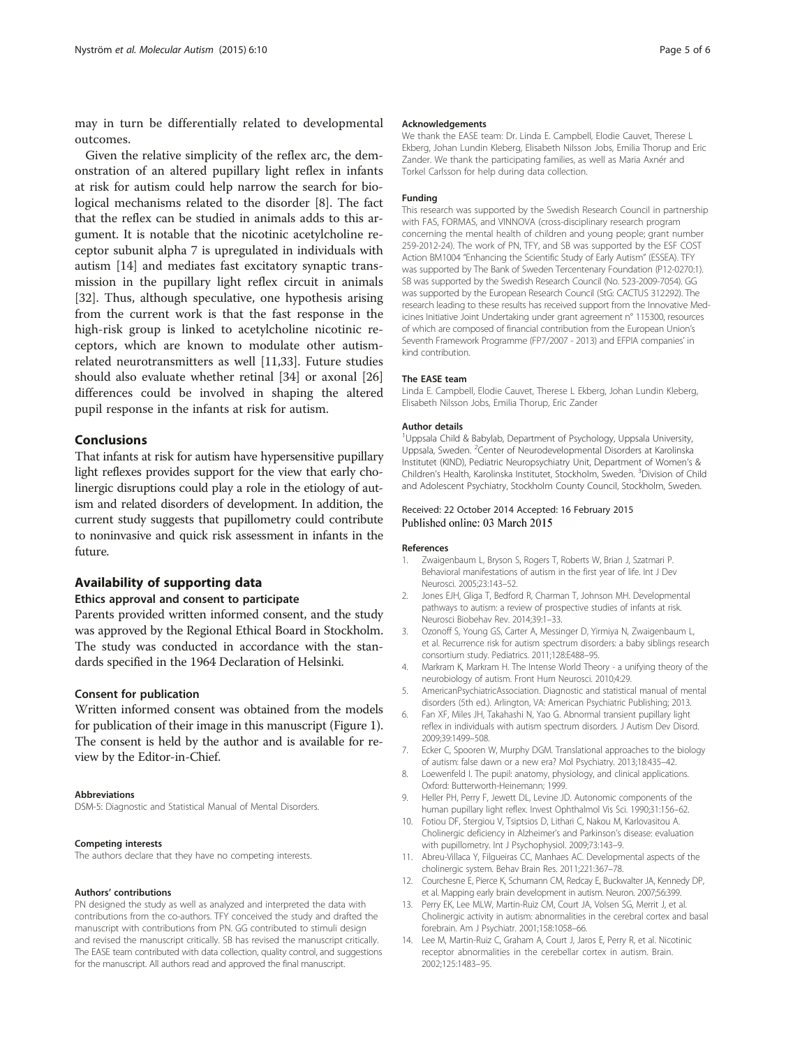may in turn be differentially related to developmental outcomes.

Given the relative simplicity of the reflex arc, the demonstration of an altered pupillary light reflex in infants at risk for autism could help narrow the search for biological mechanisms related to the disorder [8]. The fact that the reflex can be studied in animals adds to this argument. It is notable that the nicotinic acetylcholine receptor subunit alpha 7 is upregulated in individuals with autism [14] and mediates fast excitatory synaptic transmission in the pupillary light reflex circuit in animals [32]. Thus, although speculative, one hypothesis arising from the current work is that the fast response in the high-risk group is linked to acetylcholine nicotinic receptors, which are known to modulate other autism-related neurotransmitters as well [11,33]. Future studies should also evaluate whether retinal [34] or axonal [26] differences could be involved in shaping the altered pupil response in the infants at risk for autism.

## Conclusions

That infants at risk for autism have hypersensitive pupillary light reflexes provides support for the view that early cholinergic disruptions could play a role in the etiology of autism and related disorders of development. In addition, the current study suggests that pupillometry could contribute to noninvasive and quick risk assessment in infants in the future.

## Availability of supporting data

### Ethics approval and consent to participate

Parents provided written informed consent, and the study was approved by the Regional Ethical Board in Stockholm. The study was conducted in accordance with the standards specified in the 1964 Declaration of Helsinki.

### Consent for publication

Written informed consent was obtained from the models for publication of their image in this manuscript (Figure 1). The consent is held by the author and is available for review by the Editor-in-Chief.

#### Abbreviations

DSM-5: Diagnostic and Statistical Manual of Mental Disorders.

#### Competing interests

The authors declare that they have no competing interests.

#### Authors' contributions

PN designed the study as well as analyzed and interpreted the data with contributions from the co-authors. TFY conceived the study and drafted the manuscript with contributions from PN. GG contributed to stimuli design and revised the manuscript critically. SB has revised the manuscript critically. The EASE team contributed with data collection, quality control, and suggestions for the manuscript. All authors read and approved the final manuscript.

#### Acknowledgements

We thank the EASE team: Dr. Linda E. Campbell, Elodie Cauvet, Therese L Ekberg, Johan Lundin Kleberg, Elisabeth Nilsson Jobs, Emilia Thorup and Eric Zander. We thank the participating families, as well as Maria Axnér and Torkel Carlsson for help during data collection.

#### Funding

This research was supported by the Swedish Research Council in partnership with FAS, FORMAS, and VINNOVA (cross-disciplinary research program concerning the mental health of children and young people; grant number 259-2012-24). The work of PN, TFY, and SB was supported by the ESF COST Action BM1004 "Enhancing the Scientific Study of Early Autism" (ESSEA). TFY was supported by The Bank of Sweden Tercentenary Foundation (P12-0270:1). SB was supported by the Swedish Research Council (No. 523-2009-7054). GG was supported by the European Research Council (StG: CACTUS 312292). The research leading to these results has received support from the Innovative Medicines Initiative Joint Undertaking under grant agreement n° 115300, resources of which are composed of financial contribution from the European Union's Seventh Framework Programme (FP7/2007 - 2013) and EFPIA companies' in kind contribution.

#### The EASE team

Linda E. Campbell, Elodie Cauvet, Therese L Ekberg, Johan Lundin Kleberg, Elisabeth Nilsson Jobs, Emilia Thorup, Eric Zander

#### Author details

[1]Uppsala Child & Babylab, Department of Psychology, Uppsala University, Uppsala, Sweden. [2]Center of Neurodevelopmental Disorders at Karolinska Institutet (KIND), Pediatric Neuropsychiatry Unit, Department of Women's & Children's Health, Karolinska Institutet, Stockholm, Sweden. [3]Division of Child and Adolescent Psychiatry, Stockholm County Council, Stockholm, Sweden.

Received: 22 October 2014 Accepted: 16 February 2015
Published online: 03 March 2015

#### References

1. Zwaigenbaum L, Bryson S, Rogers T, Roberts W, Brian J, Szatmari P. Behavioral manifestations of autism in the first year of life. Int J Dev Neurosci. 2005;23:143–52.
2. Jones EJH, Gliga T, Bedford R, Charman T, Johnson MH. Developmental pathways to autism: a review of prospective studies of infants at risk. Neurosci Biobehav Rev. 2014;39:1–33.
3. Ozonoff S, Young GS, Carter A, Messinger D, Yirmiya N, Zwaigenbaum L, et al. Recurrence risk for autism spectrum disorders: a baby siblings research consortium study. Pediatrics. 2011;128:E488–95.
4. Markram K, Markram H. The Intense World Theory - a unifying theory of the neurobiology of autism. Front Hum Neurosci. 2010;4:29.
5. AmericanPsychiatricAssociation. Diagnostic and statistical manual of mental disorders (5th ed.). Arlington, VA: American Psychiatric Publishing; 2013.
6. Fan XF, Miles JH, Takahashi N, Yao G. Abnormal transient pupillary light reflex in individuals with autism spectrum disorders. J Autism Dev Disord. 2009;39:1499–508.
7. Ecker C, Spooren W, Murphy DGM. Translational approaches to the biology of autism: false dawn or a new era? Mol Psychiatry. 2013;18:435–42.
8. Loewenfeld I. The pupil: anatomy, physiology, and clinical applications. Oxford: Butterworth-Heinemann; 1999.
9. Heller PH, Perry F, Jewett DL, Levine JD. Autonomic components of the human pupillary light reflex. Invest Ophthalmol Vis Sci. 1990;31:156–62.
10. Fotiou DF, Stergiou V, Tsiptsios D, Lithari C, Nakou M, Karlovasitou A. Cholinergic deficiency in Alzheimer's and Parkinson's disease: evaluation with pupillometry. Int J Psychophysiol. 2009;73:143–9.
11. Abreu-Villaca Y, Filgueiras CC, Manhaes AC. Developmental aspects of the cholinergic system. Behav Brain Res. 2011;221:367–78.
12. Courchesne E, Pierce K, Schumann CM, Redcay E, Buckwalter JA, Kennedy DP, et al. Mapping early brain development in autism. Neuron. 2007;56:399.
13. Perry EK, Lee MLW, Martin-Ruiz CM, Court JA, Volsen SG, Merrit J, et al. Cholinergic activity in autism: abnormalities in the cerebral cortex and basal forebrain. Am J Psychiatr. 2001;158:1058–66.
14. Lee M, Martin-Ruiz C, Graham A, Court J, Jaros E, Perry R, et al. Nicotinic receptor abnormalities in the cerebellar cortex in autism. Brain. 2002;125:1483–95.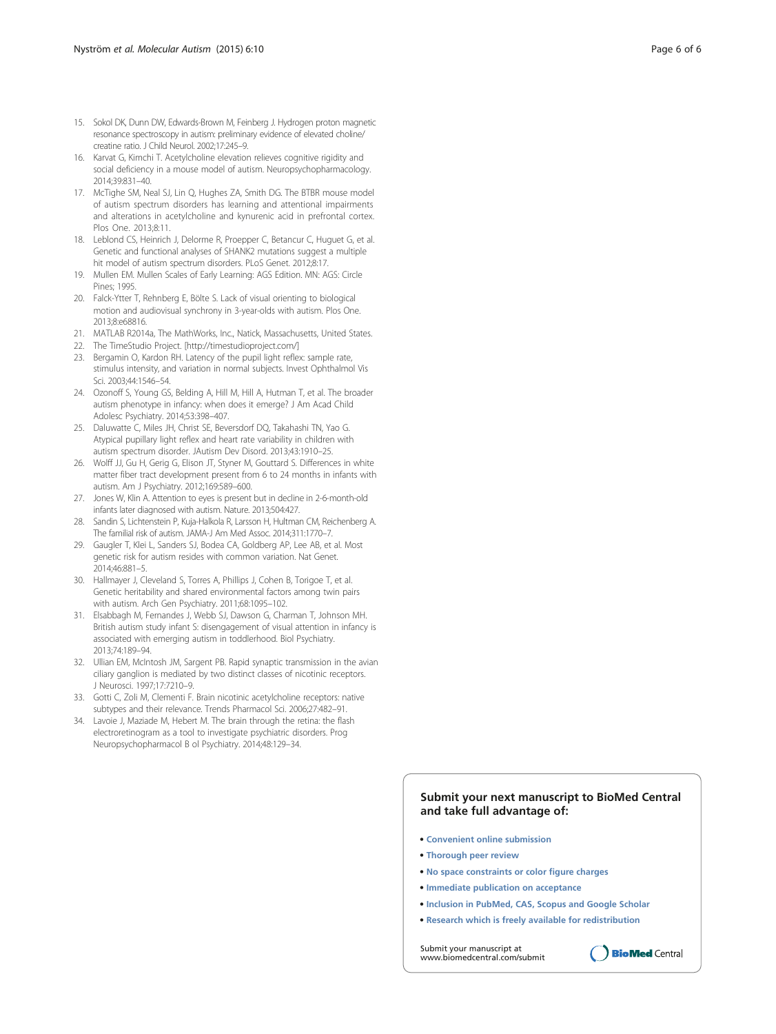15. Sokol DK, Dunn DW, Edwards-Brown M, Feinberg J. Hydrogen proton magnetic resonance spectroscopy in autism: preliminary evidence of elevated choline/ creatine ratio. J Child Neurol. 2002;17:245–9.
16. Karvat G, Kimchi T. Acetylcholine elevation relieves cognitive rigidity and social deficiency in a mouse model of autism. Neuropsychopharmacology. 2014;39:831–40.
17. McTighe SM, Neal SJ, Lin Q, Hughes ZA, Smith DG. The BTBR mouse model of autism spectrum disorders has learning and attentional impairments and alterations in acetylcholine and kynurenic acid in prefrontal cortex. Plos One. 2013;8:11.
18. Leblond CS, Heinrich J, Delorme R, Proepper C, Betancur C, Huguet G, et al. Genetic and functional analyses of SHANK2 mutations suggest a multiple hit model of autism spectrum disorders. PLoS Genet. 2012;8:17.
19. Mullen EM. Mullen Scales of Early Learning: AGS Edition. MN: AGS: Circle Pines; 1995.
20. Falck-Ytter T, Rehnberg E, Bölte S. Lack of visual orienting to biological motion and audiovisual synchrony in 3-year-olds with autism. Plos One. 2013;8:e68816.
21. MATLAB R2014a, The MathWorks, Inc., Natick, Massachusetts, United States.
22. The TimeStudio Project. [http://timestudioproject.com/]
23. Bergamin O, Kardon RH. Latency of the pupil light reflex: sample rate, stimulus intensity, and variation in normal subjects. Invest Ophthalmol Vis Sci. 2003;44:1546–54.
24. Ozonoff S, Young GS, Belding A, Hill M, Hill A, Hutman T, et al. The broader autism phenotype in infancy: when does it emerge? J Am Acad Child Adolesc Psychiatry. 2014;53:398–407.
25. Daluwatte C, Miles JH, Christ SE, Beversdorf DQ, Takahashi TN, Yao G. Atypical pupillary light reflex and heart rate variability in children with autism spectrum disorder. JAutism Dev Disord. 2013;43:1910–25.
26. Wolff JJ, Gu H, Gerig G, Elison JT, Styner M, Gouttard S. Differences in white matter fiber tract development present from 6 to 24 months in infants with autism. Am J Psychiatry. 2012;169:589–600.
27. Jones W, Klin A. Attention to eyes is present but in decline in 2-6-month-old infants later diagnosed with autism. Nature. 2013;504:427.
28. Sandin S, Lichtenstein P, Kuja-Halkola R, Larsson H, Hultman CM, Reichenberg A. The familial risk of autism. JAMA-J Am Med Assoc. 2014;311:1770–7.
29. Gaugler T, Klei L, Sanders SJ, Bodea CA, Goldberg AP, Lee AB, et al. Most genetic risk for autism resides with common variation. Nat Genet. 2014;46:881–5.
30. Hallmayer J, Cleveland S, Torres A, Phillips J, Cohen B, Torigoe T, et al. Genetic heritability and shared environmental factors among twin pairs with autism. Arch Gen Psychiatry. 2011;68:1095–102.
31. Elsabbagh M, Fernandes J, Webb SJ, Dawson G, Charman T, Johnson MH. British autism study infant S: disengagement of visual attention in infancy is associated with emerging autism in toddlerhood. Biol Psychiatry. 2013;74:189–94.
32. Ullian EM, McIntosh JM, Sargent PB. Rapid synaptic transmission in the avian ciliary ganglion is mediated by two distinct classes of nicotinic receptors. J Neurosci. 1997;17:7210–9.
33. Gotti C, Zoli M, Clementi F. Brain nicotinic acetylcholine receptors: native subtypes and their relevance. Trends Pharmacol Sci. 2006;27:482–91.
34. Lavoie J, Maziade M, Hebert M. The brain through the retina: the flash electroretinogram as a tool to investigate psychiatric disorders. Prog Neuropsychopharmacol B ol Psychiatry. 2014;48:129–34.

**Submit your next manuscript to BioMed Central and take full advantage of:**

- **Convenient online submission**
- **Thorough peer review**
- **No space constraints or color figure charges**
- **Immediate publication on acceptance**
- **Inclusion in PubMed, CAS, Scopus and Google Scholar**
- **Research which is freely available for redistribution**

Submit your manuscript at
www.biomedcentral.com/submit

BioMed Central